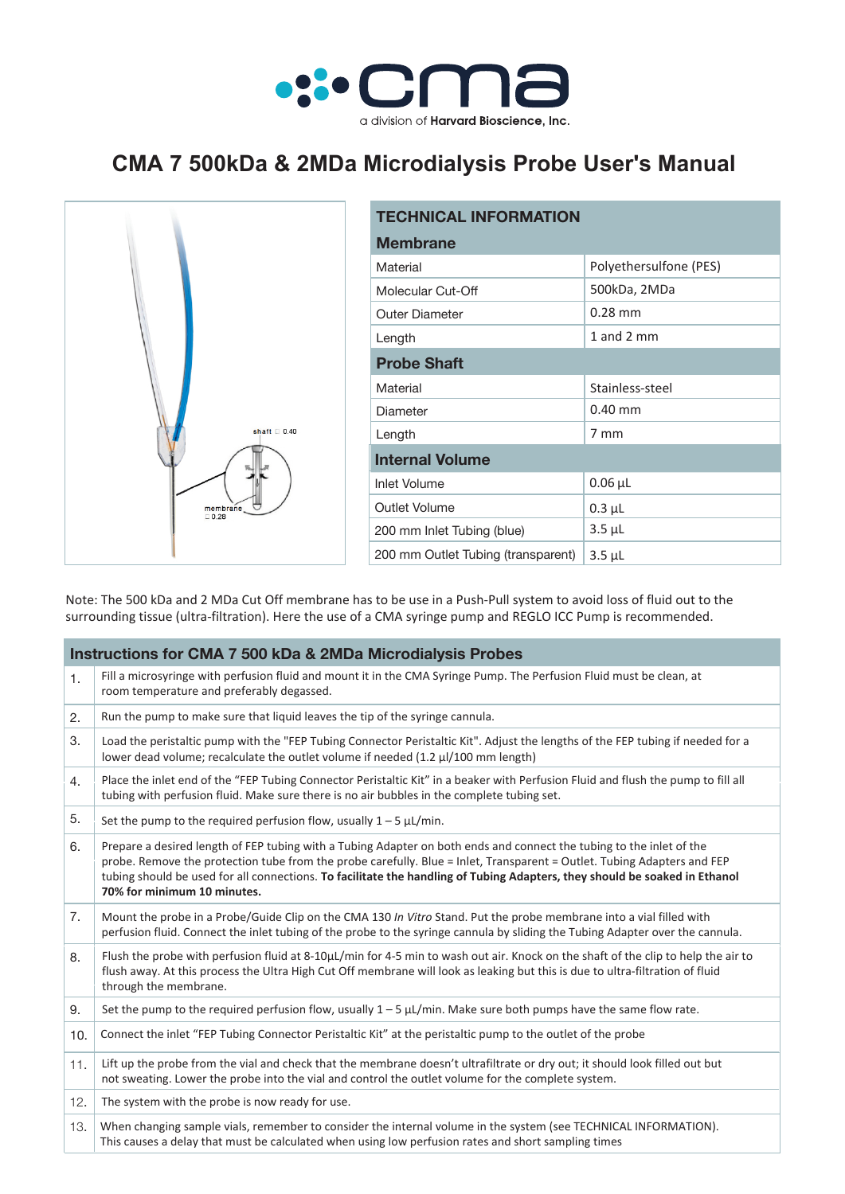a division of **Harvard Bioscience, Inc.**

# CMA 7 500kDa & 2MDa Microdialysis Probe User's Manual

shaft □ 0.40

membrane □ 0.28

| TECHNICAL INFORMATION | |
|---|---|
| **Membrane** | |
| Material | Polyethersulfone (PES) |
| Molecular Cut-Off | 500kDa, 2MDa |
| Outer Diameter | 0.28 mm |
| Length | 1 and 2 mm |
| **Probe Shaft** | |
| Material | Stainless-steel |
| Diameter | 0.40 mm |
| Length | 7 mm |
| **Internal Volume** | |
| Inlet Volume | 0.06 µL |
| Outlet Volume | 0.3 µL |
| 200 mm Inlet Tubing (blue) | 3.5 µL |
| 200 mm Outlet Tubing (transparent) | 3.5 µL |

Note: The 500 kDa and 2 MDa Cut Off membrane has to be use in a Push-Pull system to avoid loss of fluid out to the surrounding tissue (ultra-filtration). Here the use of a CMA syringe pump and REGLO ICC Pump is recommended.

| Instructions for CMA 7 500 kDa & 2MDa Microdialysis Probes | |
|---|---|
| 1. | Fill a microsyringe with perfusion fluid and mount it in the CMA Syringe Pump. The Perfusion Fluid must be clean, at room temperature and preferably degassed. |
| 2. | Run the pump to make sure that liquid leaves the tip of the syringe cannula. |
| 3. | Load the peristaltic pump with the "FEP Tubing Connector Peristaltic Kit". Adjust the lengths of the FEP tubing if needed for a lower dead volume; recalculate the outlet volume if needed (1.2 µl/100 mm length) |
| 4. | Place the inlet end of the "FEP Tubing Connector Peristaltic Kit" in a beaker with Perfusion Fluid and flush the pump to fill all tubing with perfusion fluid. Make sure there is no air bubbles in the complete tubing set. |
| 5. | Set the pump to the required perfusion flow, usually 1 – 5 µL/min. |
| 6. | Prepare a desired length of FEP tubing with a Tubing Adapter on both ends and connect the tubing to the inlet of the probe. Remove the protection tube from the probe carefully. Blue = Inlet, Transparent = Outlet. Tubing Adapters and FEP tubing should be used for all connections. **To facilitate the handling of Tubing Adapters, they should be soaked in Ethanol 70% for minimum 10 minutes.** |
| 7. | Mount the probe in a Probe/Guide Clip on the CMA 130 *In Vitro* Stand. Put the probe membrane into a vial filled with perfusion fluid. Connect the inlet tubing of the probe to the syringe cannula by sliding the Tubing Adapter over the cannula. |
| 8. | Flush the probe with perfusion fluid at 8-10µL/min for 4-5 min to wash out air. Knock on the shaft of the clip to help the air to flush away. At this process the Ultra High Cut Off membrane will look as leaking but this is due to ultra-filtration of fluid through the membrane. |
| 9. | Set the pump to the required perfusion flow, usually 1 – 5 µL/min. Make sure both pumps have the same flow rate. |
| 10. | Connect the inlet "FEP Tubing Connector Peristaltic Kit" at the peristaltic pump to the outlet of the probe |
| 11. | Lift up the probe from the vial and check that the membrane doesn't ultrafiltrate or dry out; it should look filled out but not sweating. Lower the probe into the vial and control the outlet volume for the complete system. |
| 12. | The system with the probe is now ready for use. |
| 13. | When changing sample vials, remember to consider the internal volume in the system (see TECHNICAL INFORMATION). This causes a delay that must be calculated when using low perfusion rates and short sampling times |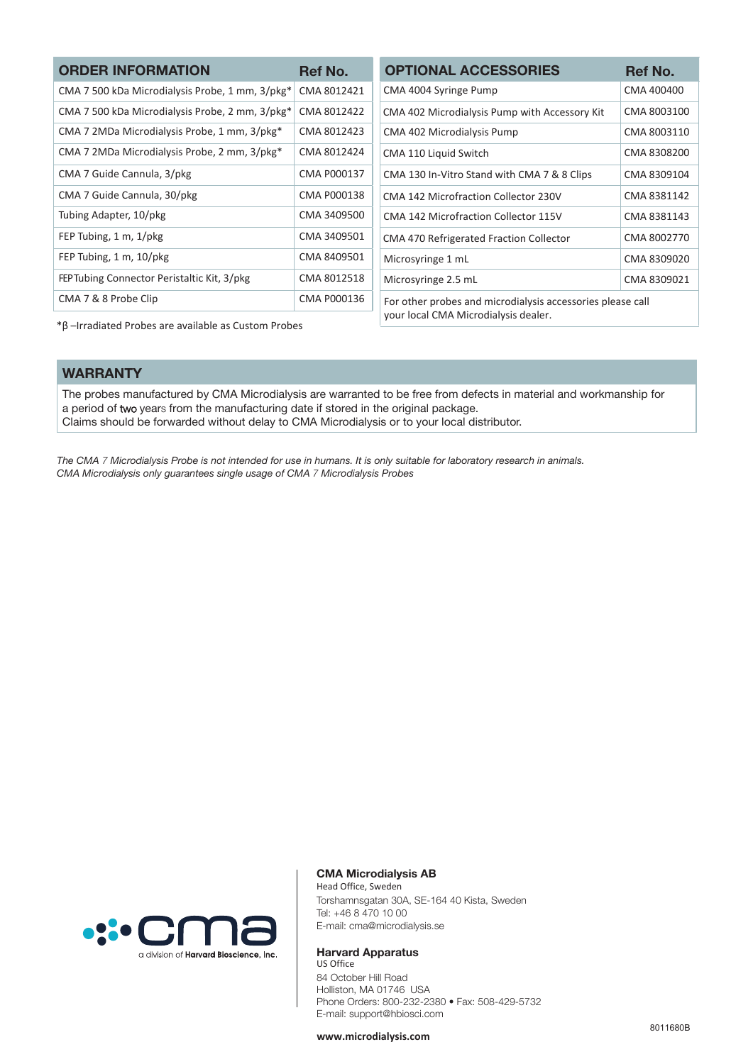## ORDER INFORMATION

| ORDER INFORMATION | Ref No. |
|---|---|
| CMA 7 500 kDa Microdialysis Probe, 1 mm, 3/pkg* | CMA 8012421 |
| CMA 7 500 kDa Microdialysis Probe, 2 mm, 3/pkg* | CMA 8012422 |
| CMA 7 2MDa Microdialysis Probe, 1 mm, 3/pkg* | CMA 8012423 |
| CMA 7 2MDa Microdialysis Probe, 2 mm, 3/pkg* | CMA 8012424 |
| CMA 7 Guide Cannula, 3/pkg | CMA P000137 |
| CMA 7 Guide Cannula, 30/pkg | CMA P000138 |
| Tubing Adapter, 10/pkg | CMA 3409500 |
| FEP Tubing, 1 m, 1/pkg | CMA 3409501 |
| FEP Tubing, 1 m, 10/pkg | CMA 8409501 |
| FEP Tubing Connector Peristaltic Kit, 3/pkg | CMA 8012518 |
| CMA 7 & 8 Probe Clip | CMA P000136 |

*β –Irradiated Probes are available as Custom Probes

## OPTIONAL ACCESSORIES

| OPTIONAL ACCESSORIES | Ref No. |
|---|---|
| CMA 4004 Syringe Pump | CMA 400400 |
| CMA 402 Microdialysis Pump with Accessory Kit | CMA 8003100 |
| CMA 402 Microdialysis Pump | CMA 8003110 |
| CMA 110 Liquid Switch | CMA 8308200 |
| CMA 130 In-Vitro Stand with CMA 7 & 8 Clips | CMA 8309104 |
| CMA 142 Microfraction Collector 230V | CMA 8381142 |
| CMA 142 Microfraction Collector 115V | CMA 8381143 |
| CMA 470 Refrigerated Fraction Collector | CMA 8002770 |
| Microsyringe 1 mL | CMA 8309020 |
| Microsyringe 2.5 mL | CMA 8309021 |

For other probes and microdialysis accessories please call your local CMA Microdialysis dealer.

## WARRANTY

The probes manufactured by CMA Microdialysis are warranted to be free from defects in material and workmanship for a period of two years from the manufacturing date if stored in the original package.
Claims should be forwarded without delay to CMA Microdialysis or to your local distributor.

*The CMA 7 Microdialysis Probe is not intended for use in humans. It is only suitable for laboratory research in animals.*
*CMA Microdialysis only guarantees single usage of CMA 7 Microdialysis Probes*

cma
a division of **Harvard Bioscience, Inc.**

**CMA Microdialysis AB**
Head Office, Sweden
Torshamnsgatan 30A, SE-164 40 Kista, Sweden
Tel: +46 8 470 10 00
E-mail: cma@microdialysis.se

**Harvard Apparatus**
US Office
84 October Hill Road
Holliston, MA 01746 USA
Phone Orders: 800-232-2380 • Fax: 508-429-5732
E-mail: support@hbiosci.com

**www.microdialysis.com**

8011680B